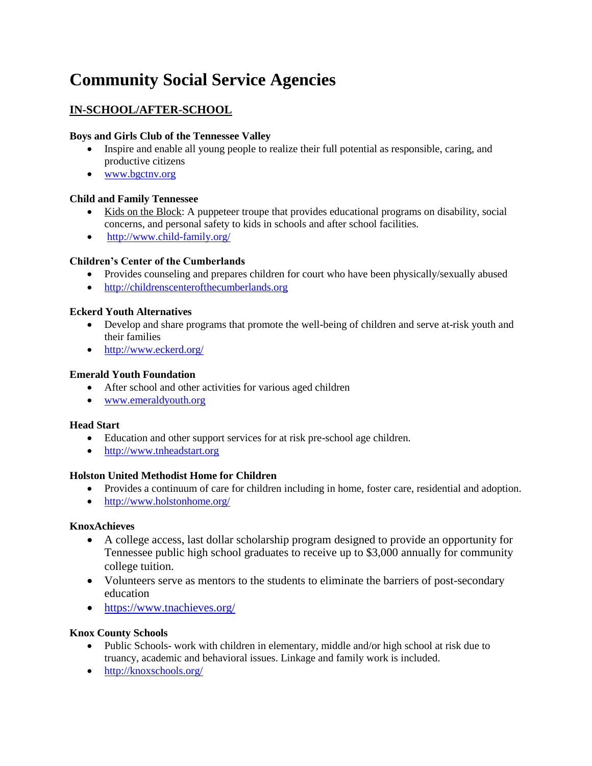# Community Social Service Agencies

## IN-SCHOOL/AFTER-SCHOOL

**Boys and Girls Club of the Tennessee Valley**

- Inspire and enable all young people to realize their full potential as responsible, caring, and productive citizens
- www.bgctnv.org

**Child and Family Tennessee**

- Kids on the Block: A puppeteer troupe that provides educational programs on disability, social concerns, and personal safety to kids in schools and after school facilities.
- http://www.child-family.org/

**Children's Center of the Cumberlands**

- Provides counseling and prepares children for court who have been physically/sexually abused
- http://childrenscenterofthecumberlands.org

**Eckerd Youth Alternatives**

- Develop and share programs that promote the well-being of children and serve at-risk youth and their families
- http://www.eckerd.org/

**Emerald Youth Foundation**

- After school and other activities for various aged children
- www.emeraldyouth.org

**Head Start**

- Education and other support services for at risk pre-school age children.
- http://www.tnheadstart.org

**Holston United Methodist Home for Children**

- Provides a continuum of care for children including in home, foster care, residential and adoption.
- http://www.holstonhome.org/

**KnoxAchieves**

- A college access, last dollar scholarship program designed to provide an opportunity for Tennessee public high school graduates to receive up to $3,000 annually for community college tuition.
- Volunteers serve as mentors to the students to eliminate the barriers of post-secondary education
- https://www.tnachieves.org/

**Knox County Schools**

- Public Schools- work with children in elementary, middle and/or high school at risk due to truancy, academic and behavioral issues. Linkage and family work is included.
- http://knoxschools.org/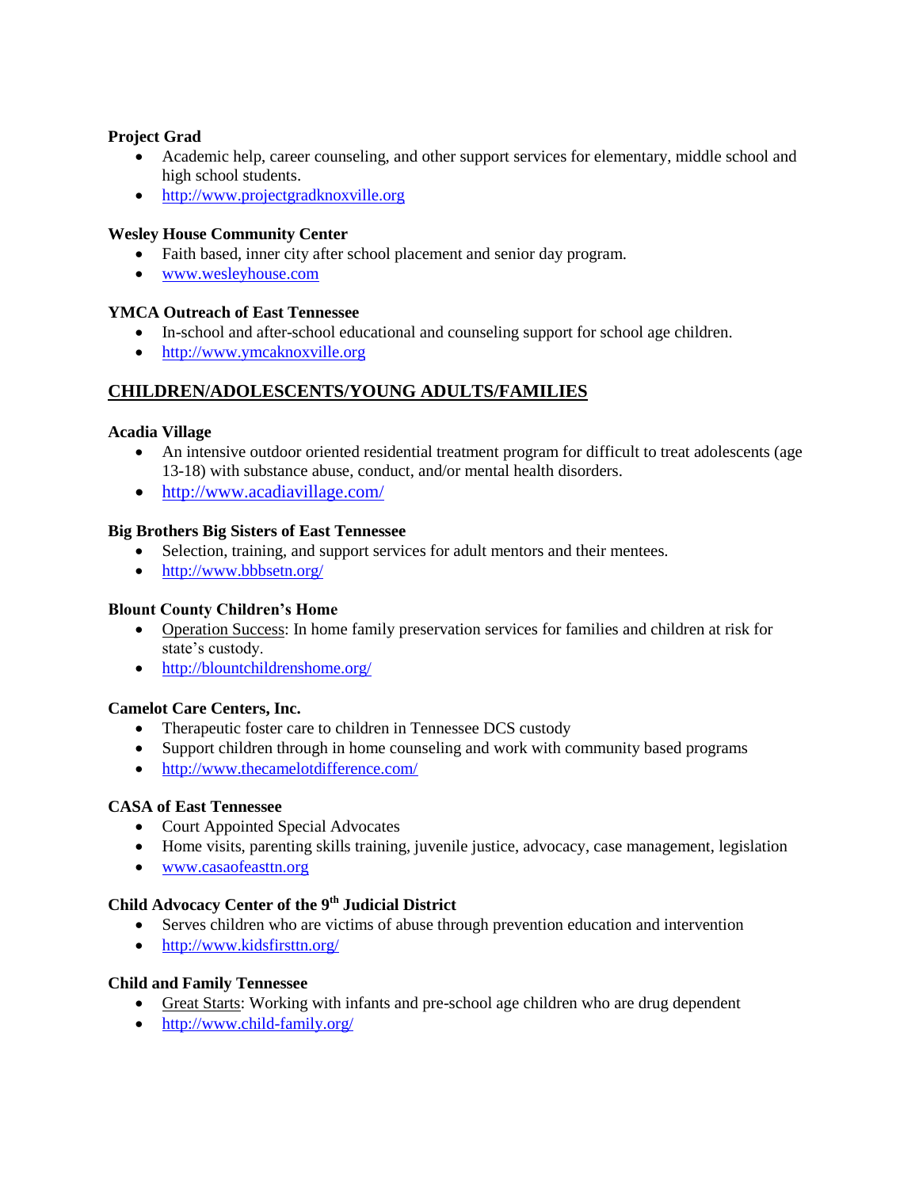**Project Grad**

- Academic help, career counseling, and other support services for elementary, middle school and high school students.
- http://www.projectgradknoxville.org

**Wesley House Community Center**

- Faith based, inner city after school placement and senior day program.
- www.wesleyhouse.com

**YMCA Outreach of East Tennessee**

- In-school and after-school educational and counseling support for school age children.
- http://www.ymcaknoxville.org

## CHILDREN/ADOLESCENTS/YOUNG ADULTS/FAMILIES

**Acadia Village**

- An intensive outdoor oriented residential treatment program for difficult to treat adolescents (age 13-18) with substance abuse, conduct, and/or mental health disorders.
- http://www.acadiavillage.com/

**Big Brothers Big Sisters of East Tennessee**

- Selection, training, and support services for adult mentors and their mentees.
- http://www.bbbsetn.org/

**Blount County Children's Home**

- Operation Success: In home family preservation services for families and children at risk for state's custody.
- http://blountchildrenshome.org/

**Camelot Care Centers, Inc.**

- Therapeutic foster care to children in Tennessee DCS custody
- Support children through in home counseling and work with community based programs
- http://www.thecamelotdifference.com/

**CASA of East Tennessee**

- Court Appointed Special Advocates
- Home visits, parenting skills training, juvenile justice, advocacy, case management, legislation
- www.casaofeasttn.org

**Child Advocacy Center of the 9th Judicial District**

- Serves children who are victims of abuse through prevention education and intervention
- http://www.kidsfirsttn.org/

**Child and Family Tennessee**

- Great Starts: Working with infants and pre-school age children who are drug dependent
- http://www.child-family.org/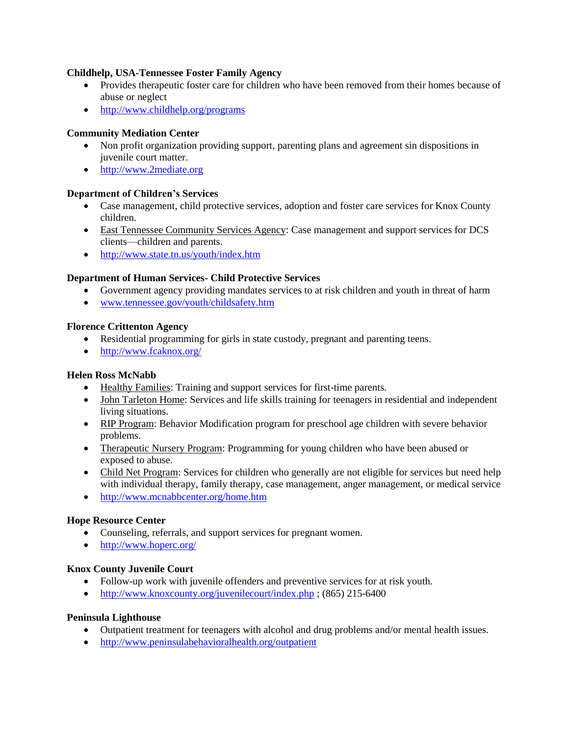**Childhelp, USA-Tennessee Foster Family Agency**

- Provides therapeutic foster care for children who have been removed from their homes because of abuse or neglect
- http://www.childhelp.org/programs

**Community Mediation Center**

- Non profit organization providing support, parenting plans and agreement sin dispositions in juvenile court matter.
- http://www.2mediate.org

**Department of Children's Services**

- Case management, child protective services, adoption and foster care services for Knox County children.
- East Tennessee Community Services Agency: Case management and support services for DCS clients—children and parents.
- http://www.state.tn.us/youth/index.htm

**Department of Human Services- Child Protective Services**

- Government agency providing mandates services to at risk children and youth in threat of harm
- www.tennessee.gov/youth/childsafety.htm

**Florence Crittenton Agency**

- Residential programming for girls in state custody, pregnant and parenting teens.
- http://www.fcaknox.org/

**Helen Ross McNabb**

- Healthy Families: Training and support services for first-time parents.
- John Tarleton Home: Services and life skills training for teenagers in residential and independent living situations.
- RIP Program: Behavior Modification program for preschool age children with severe behavior problems.
- Therapeutic Nursery Program: Programming for young children who have been abused or exposed to abuse.
- Child Net Program: Services for children who generally are not eligible for services but need help with individual therapy, family therapy, case management, anger management, or medical service
- http://www.mcnabbcenter.org/home.htm

**Hope Resource Center**

- Counseling, referrals, and support services for pregnant women.
- http://www.hoperc.org/

**Knox County Juvenile Court**

- Follow-up work with juvenile offenders and preventive services for at risk youth.
- http://www.knoxcounty.org/juvenilecourt/index.php ; (865) 215-6400

**Peninsula Lighthouse**

- Outpatient treatment for teenagers with alcohol and drug problems and/or mental health issues.
- http://www.peninsulabehavioralhealth.org/outpatient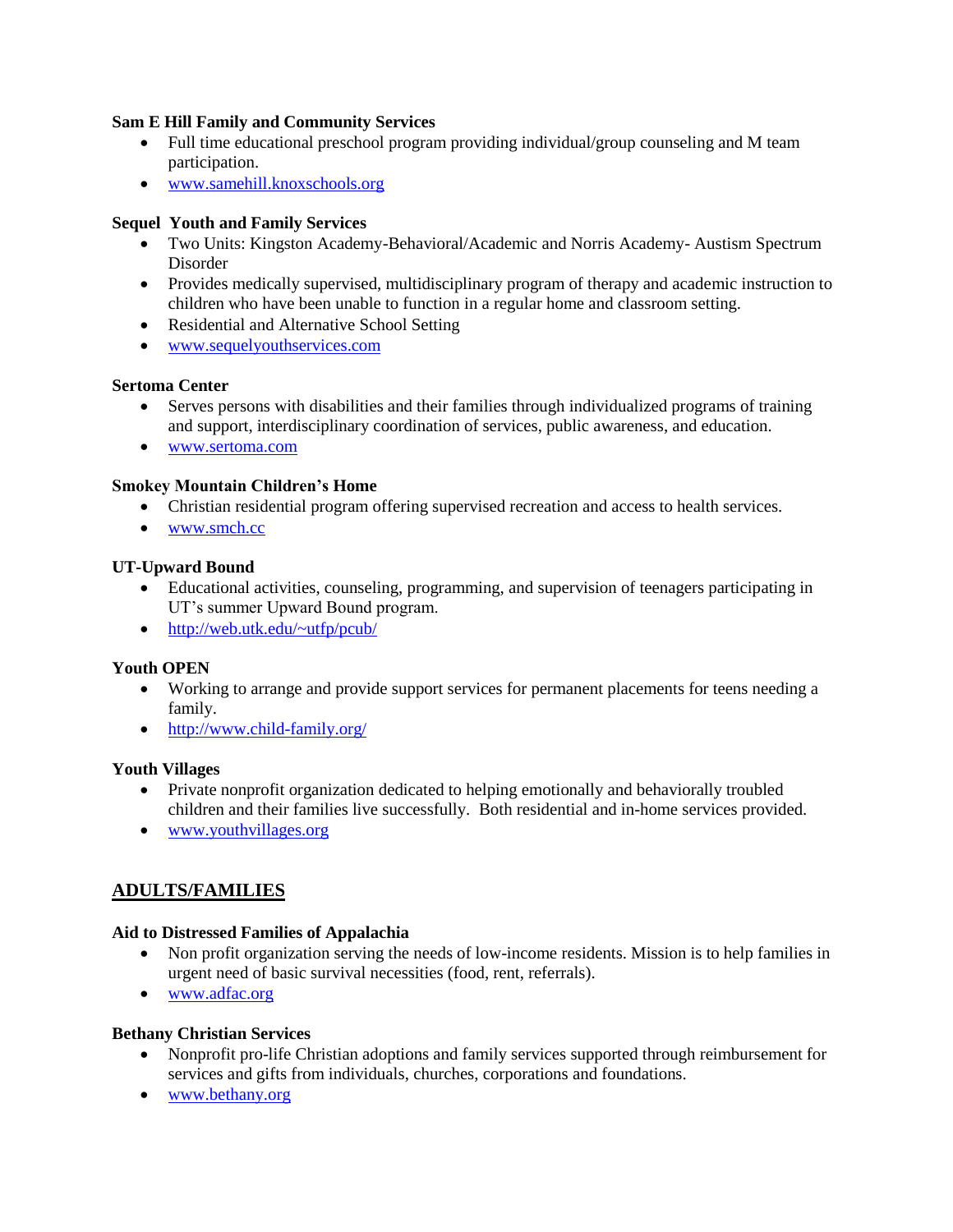**Sam E Hill Family and Community Services**

- Full time educational preschool program providing individual/group counseling and M team participation.
- www.samehill.knoxschools.org

**Sequel Youth and Family Services**

- Two Units: Kingston Academy-Behavioral/Academic and Norris Academy- Austism Spectrum Disorder
- Provides medically supervised, multidisciplinary program of therapy and academic instruction to children who have been unable to function in a regular home and classroom setting.
- Residential and Alternative School Setting
- www.sequelyouthservices.com

**Sertoma Center**

- Serves persons with disabilities and their families through individualized programs of training and support, interdisciplinary coordination of services, public awareness, and education.
- www.sertoma.com

**Smokey Mountain Children's Home**

- Christian residential program offering supervised recreation and access to health services.
- www.smch.cc

**UT-Upward Bound**

- Educational activities, counseling, programming, and supervision of teenagers participating in UT's summer Upward Bound program.
- http://web.utk.edu/~utfp/pcub/

**Youth OPEN**

- Working to arrange and provide support services for permanent placements for teens needing a family.
- http://www.child-family.org/

**Youth Villages**

- Private nonprofit organization dedicated to helping emotionally and behaviorally troubled children and their families live successfully. Both residential and in-home services provided.
- www.youthvillages.org

## ADULTS/FAMILIES

**Aid to Distressed Families of Appalachia**

- Non profit organization serving the needs of low-income residents. Mission is to help families in urgent need of basic survival necessities (food, rent, referrals).
- www.adfac.org

**Bethany Christian Services**

- Nonprofit pro-life Christian adoptions and family services supported through reimbursement for services and gifts from individuals, churches, corporations and foundations.
- www.bethany.org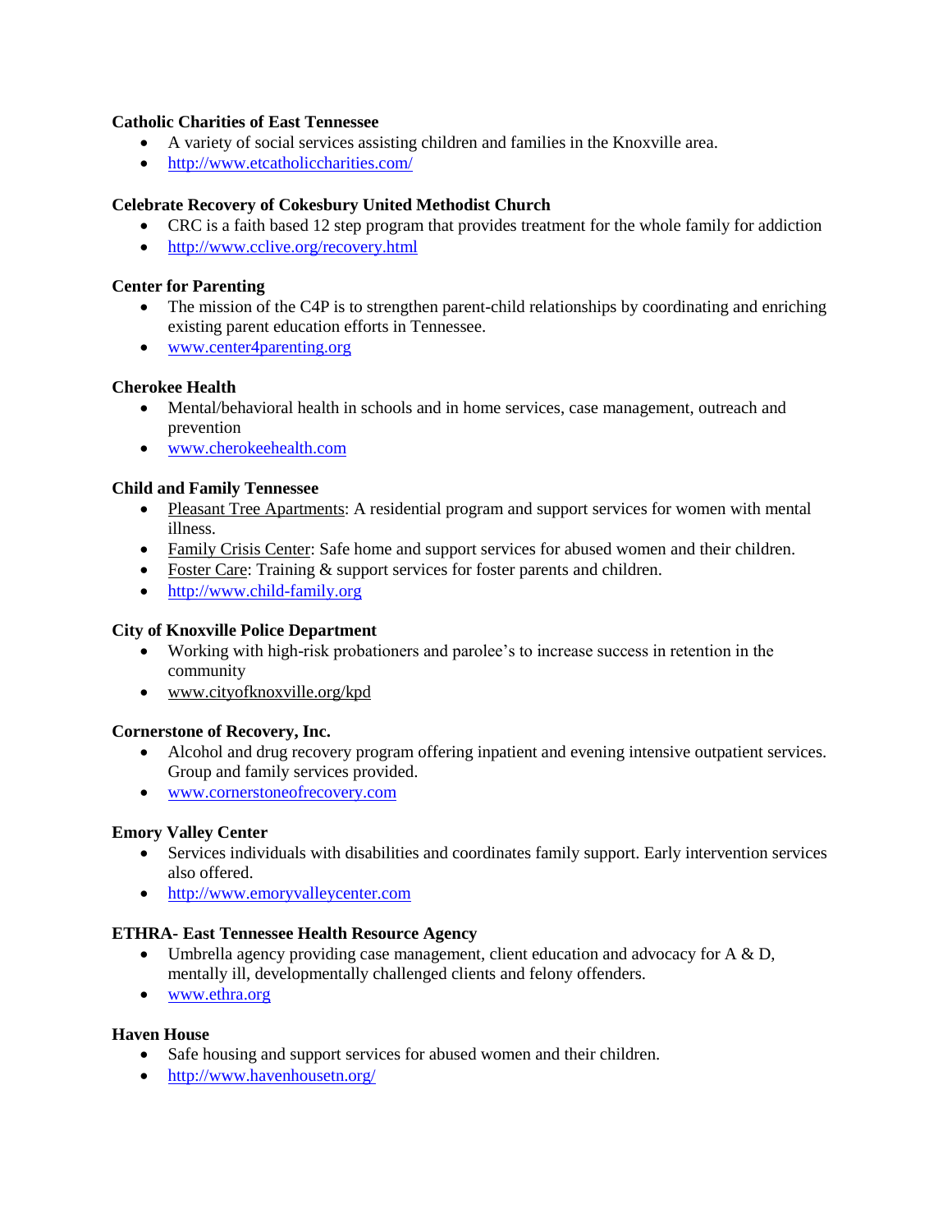**Catholic Charities of East Tennessee**

- A variety of social services assisting children and families in the Knoxville area.
- http://www.etcatholiccharities.com/

**Celebrate Recovery of Cokesbury United Methodist Church**

- CRC is a faith based 12 step program that provides treatment for the whole family for addiction
- http://www.cclive.org/recovery.html

**Center for Parenting**

- The mission of the C4P is to strengthen parent-child relationships by coordinating and enriching existing parent education efforts in Tennessee.
- www.center4parenting.org

**Cherokee Health**

- Mental/behavioral health in schools and in home services, case management, outreach and prevention
- www.cherokeehealth.com

**Child and Family Tennessee**

- Pleasant Tree Apartments: A residential program and support services for women with mental illness.
- Family Crisis Center: Safe home and support services for abused women and their children.
- Foster Care: Training & support services for foster parents and children.
- http://www.child-family.org

**City of Knoxville Police Department**

- Working with high-risk probationers and parolee's to increase success in retention in the community
- www.cityofknoxville.org/kpd

**Cornerstone of Recovery, Inc.**

- Alcohol and drug recovery program offering inpatient and evening intensive outpatient services. Group and family services provided.
- www.cornerstoneofrecovery.com

**Emory Valley Center**

- Services individuals with disabilities and coordinates family support. Early intervention services also offered.
- http://www.emoryvalleycenter.com

**ETHRA- East Tennessee Health Resource Agency**

- Umbrella agency providing case management, client education and advocacy for A & D, mentally ill, developmentally challenged clients and felony offenders.
- www.ethra.org

**Haven House**

- Safe housing and support services for abused women and their children.
- http://www.havenhousetn.org/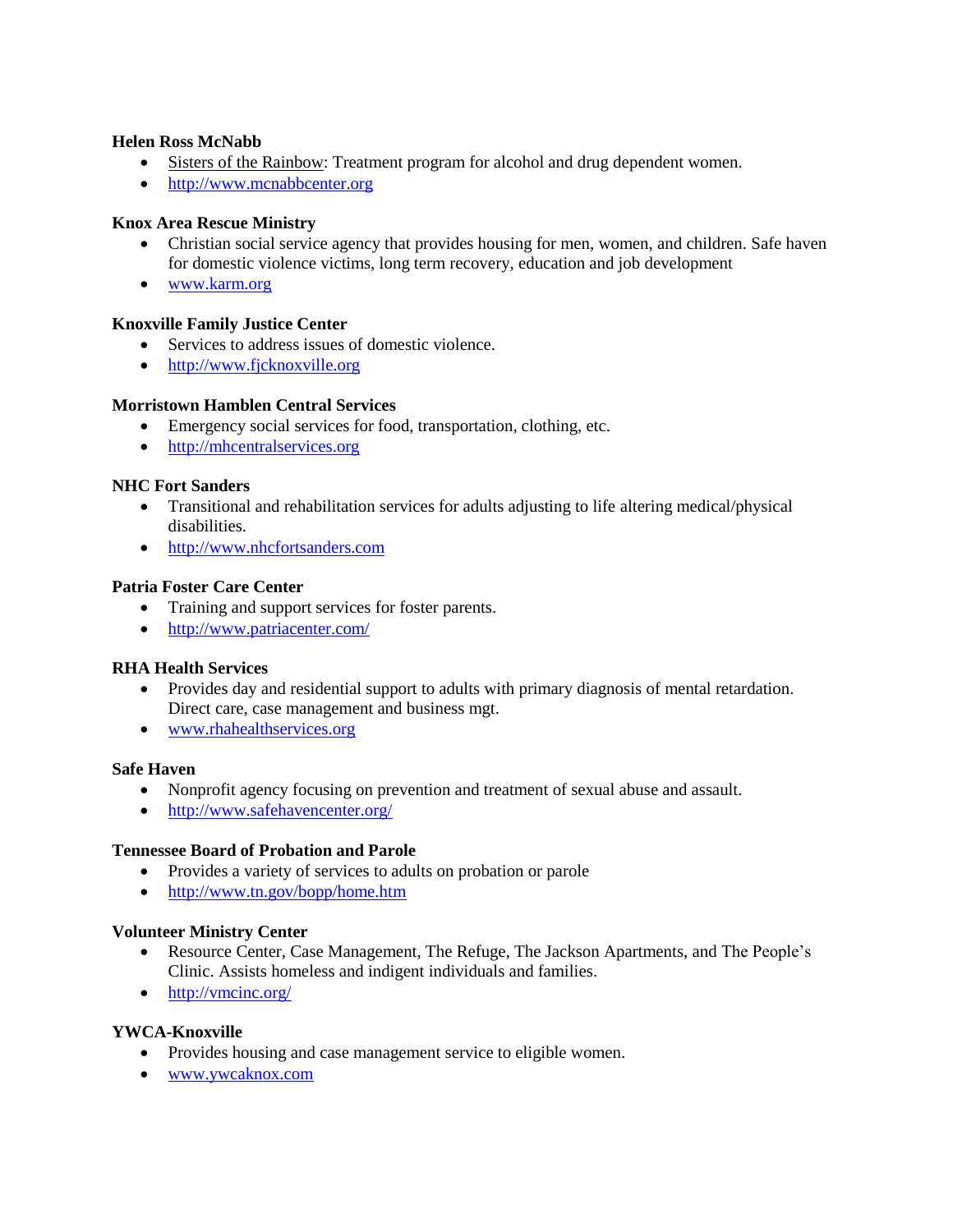**Helen Ross McNabb**

- Sisters of the Rainbow: Treatment program for alcohol and drug dependent women.
- http://www.mcnabbcenter.org

**Knox Area Rescue Ministry**

- Christian social service agency that provides housing for men, women, and children. Safe haven for domestic violence victims, long term recovery, education and job development
- www.karm.org

**Knoxville Family Justice Center**

- Services to address issues of domestic violence.
- http://www.fjcknoxville.org

**Morristown Hamblen Central Services**

- Emergency social services for food, transportation, clothing, etc.
- http://mhcentralservices.org

**NHC Fort Sanders**

- Transitional and rehabilitation services for adults adjusting to life altering medical/physical disabilities.
- http://www.nhcfortsanders.com

**Patria Foster Care Center**

- Training and support services for foster parents.
- http://www.patriacenter.com/

**RHA Health Services**

- Provides day and residential support to adults with primary diagnosis of mental retardation. Direct care, case management and business mgt.
- www.rhahealthservices.org

**Safe Haven**

- Nonprofit agency focusing on prevention and treatment of sexual abuse and assault.
- http://www.safehavencenter.org/

**Tennessee Board of Probation and Parole**

- Provides a variety of services to adults on probation or parole
- http://www.tn.gov/bopp/home.htm

**Volunteer Ministry Center**

- Resource Center, Case Management, The Refuge, The Jackson Apartments, and The People's Clinic. Assists homeless and indigent individuals and families.
- http://vmcinc.org/

**YWCA-Knoxville**

- Provides housing and case management service to eligible women.
- www.ywcaknox.com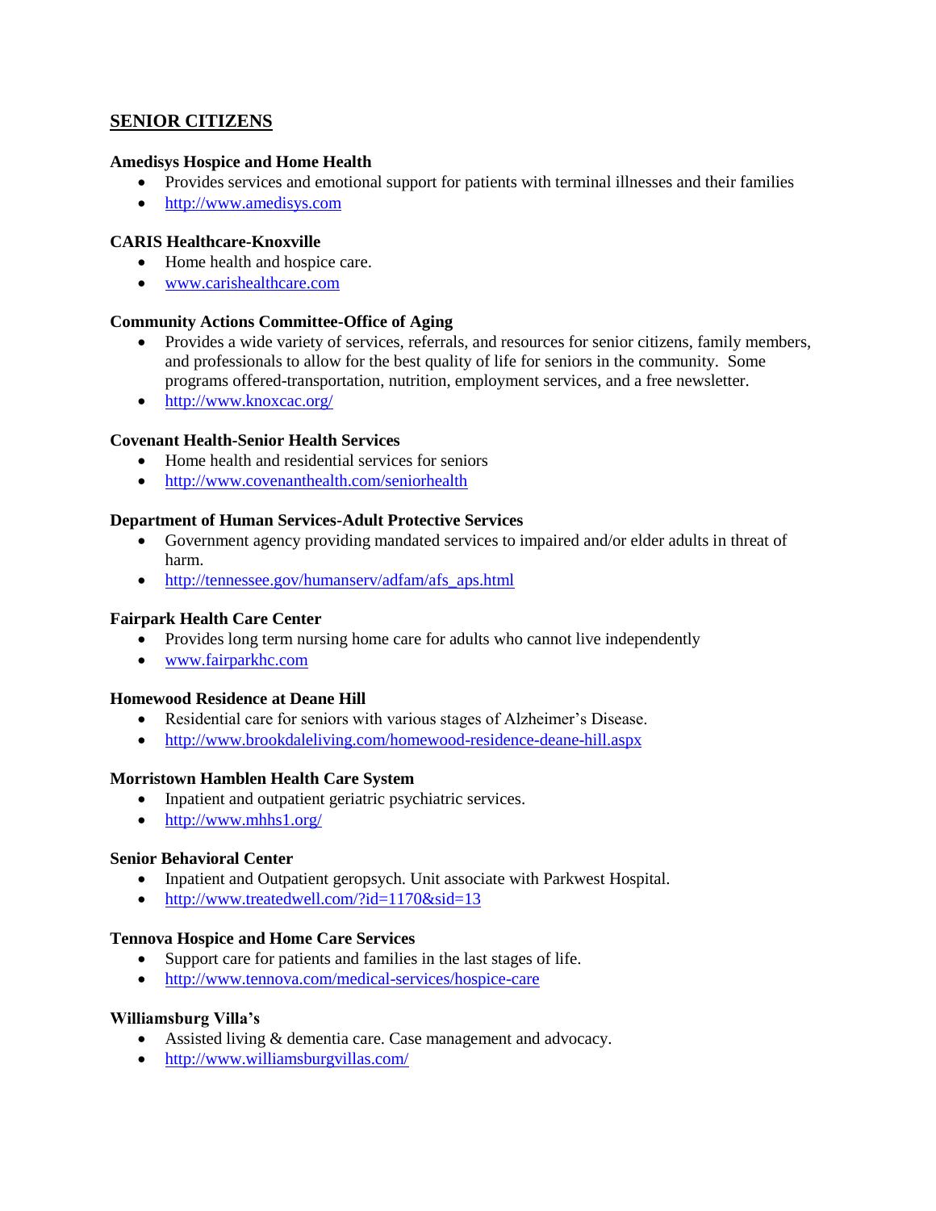## SENIOR CITIZENS

**Amedisys Hospice and Home Health**

- Provides services and emotional support for patients with terminal illnesses and their families
- http://www.amedisys.com

**CARIS Healthcare-Knoxville**

- Home health and hospice care.
- www.carishealthcare.com

**Community Actions Committee-Office of Aging**

- Provides a wide variety of services, referrals, and resources for senior citizens, family members, and professionals to allow for the best quality of life for seniors in the community. Some programs offered-transportation, nutrition, employment services, and a free newsletter.
- http://www.knoxcac.org/

**Covenant Health-Senior Health Services**

- Home health and residential services for seniors
- http://www.covenanthealth.com/seniorhealth

**Department of Human Services-Adult Protective Services**

- Government agency providing mandated services to impaired and/or elder adults in threat of harm.
- http://tennessee.gov/humanserv/adfam/afs_aps.html

**Fairpark Health Care Center**

- Provides long term nursing home care for adults who cannot live independently
- www.fairparkhc.com

**Homewood Residence at Deane Hill**

- Residential care for seniors with various stages of Alzheimer's Disease.
- http://www.brookdaleliving.com/homewood-residence-deane-hill.aspx

**Morristown Hamblen Health Care System**

- Inpatient and outpatient geriatric psychiatric services.
- http://www.mhhs1.org/

**Senior Behavioral Center**

- Inpatient and Outpatient geropsych. Unit associate with Parkwest Hospital.
- http://www.treatedwell.com/?id=1170&sid=13

**Tennova Hospice and Home Care Services**

- Support care for patients and families in the last stages of life.
- http://www.tennova.com/medical-services/hospice-care

**Williamsburg Villa's**

- Assisted living & dementia care. Case management and advocacy.
- http://www.williamsburgvillas.com/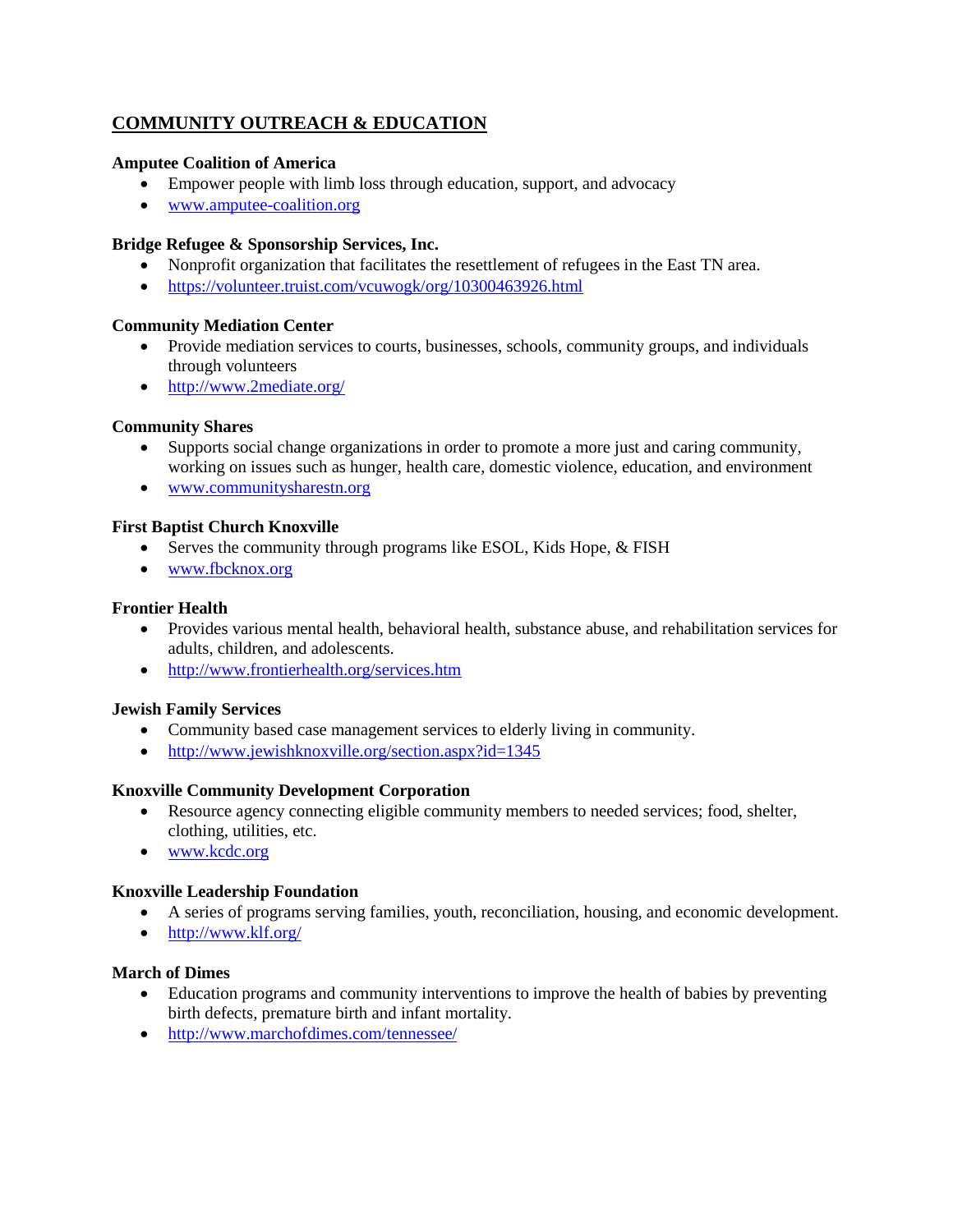## COMMUNITY OUTREACH & EDUCATION

**Amputee Coalition of America**

- Empower people with limb loss through education, support, and advocacy
- www.amputee-coalition.org

**Bridge Refugee & Sponsorship Services, Inc.**

- Nonprofit organization that facilitates the resettlement of refugees in the East TN area.
- https://volunteer.truist.com/vcuwogk/org/10300463926.html

**Community Mediation Center**

- Provide mediation services to courts, businesses, schools, community groups, and individuals through volunteers
- http://www.2mediate.org/

**Community Shares**

- Supports social change organizations in order to promote a more just and caring community, working on issues such as hunger, health care, domestic violence, education, and environment
- www.communitysharestn.org

**First Baptist Church Knoxville**

- Serves the community through programs like ESOL, Kids Hope, & FISH
- www.fbcknox.org

**Frontier Health**

- Provides various mental health, behavioral health, substance abuse, and rehabilitation services for adults, children, and adolescents.
- http://www.frontierhealth.org/services.htm

**Jewish Family Services**

- Community based case management services to elderly living in community.
- http://www.jewishknoxville.org/section.aspx?id=1345

**Knoxville Community Development Corporation**

- Resource agency connecting eligible community members to needed services; food, shelter, clothing, utilities, etc.
- www.kcdc.org

**Knoxville Leadership Foundation**

- A series of programs serving families, youth, reconciliation, housing, and economic development.
- http://www.klf.org/

**March of Dimes**

- Education programs and community interventions to improve the health of babies by preventing birth defects, premature birth and infant mortality.
- http://www.marchofdimes.com/tennessee/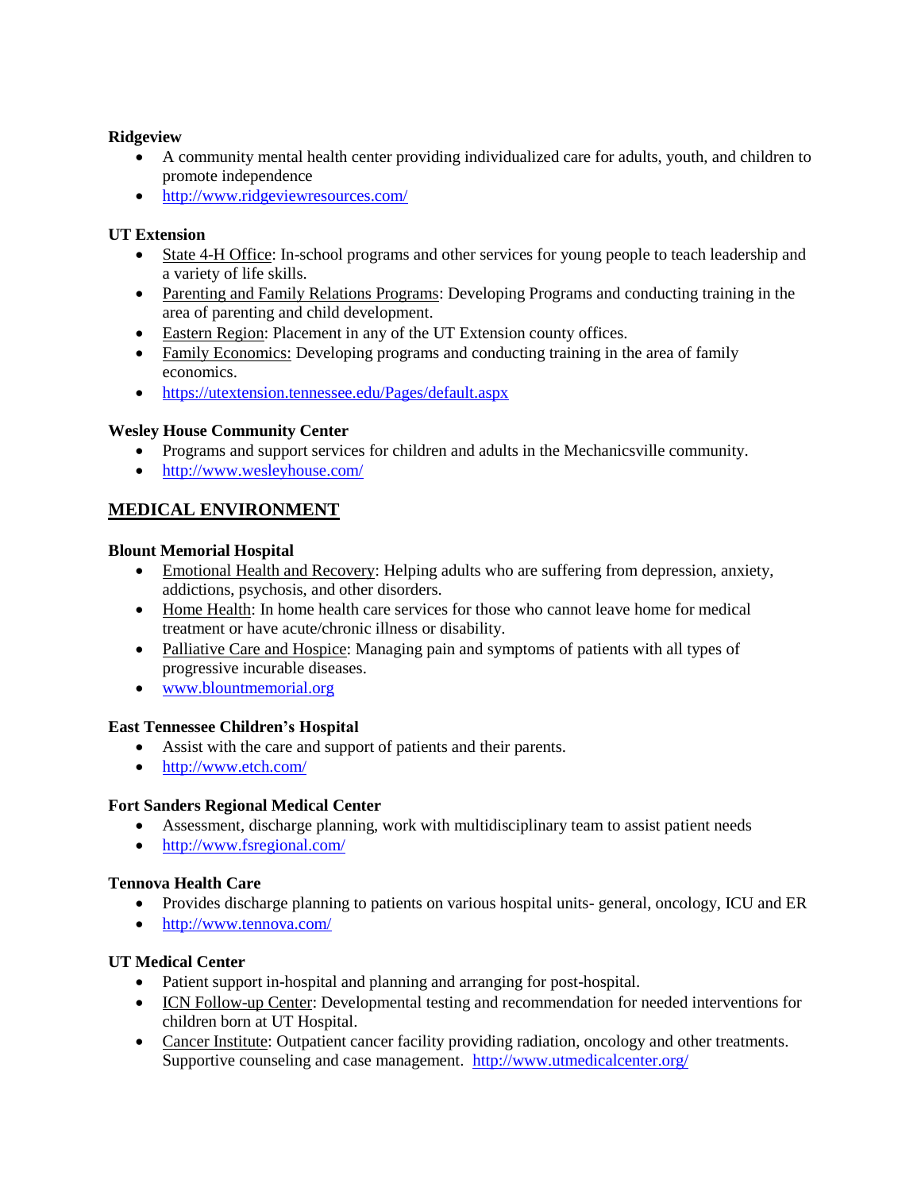**Ridgeview**

- A community mental health center providing individualized care for adults, youth, and children to promote independence
- http://www.ridgeviewresources.com/

**UT Extension**

- State 4-H Office: In-school programs and other services for young people to teach leadership and a variety of life skills.
- Parenting and Family Relations Programs: Developing Programs and conducting training in the area of parenting and child development.
- Eastern Region: Placement in any of the UT Extension county offices.
- Family Economics: Developing programs and conducting training in the area of family economics.
- https://utextension.tennessee.edu/Pages/default.aspx

**Wesley House Community Center**

- Programs and support services for children and adults in the Mechanicsville community.
- http://www.wesleyhouse.com/

## MEDICAL ENVIRONMENT

**Blount Memorial Hospital**

- Emotional Health and Recovery: Helping adults who are suffering from depression, anxiety, addictions, psychosis, and other disorders.
- Home Health: In home health care services for those who cannot leave home for medical treatment or have acute/chronic illness or disability.
- Palliative Care and Hospice: Managing pain and symptoms of patients with all types of progressive incurable diseases.
- www.blountmemorial.org

**East Tennessee Children's Hospital**

- Assist with the care and support of patients and their parents.
- http://www.etch.com/

**Fort Sanders Regional Medical Center**

- Assessment, discharge planning, work with multidisciplinary team to assist patient needs
- http://www.fsregional.com/

**Tennova Health Care**

- Provides discharge planning to patients on various hospital units- general, oncology, ICU and ER
- http://www.tennova.com/

**UT Medical Center**

- Patient support in-hospital and planning and arranging for post-hospital.
- ICN Follow-up Center: Developmental testing and recommendation for needed interventions for children born at UT Hospital.
- Cancer Institute: Outpatient cancer facility providing radiation, oncology and other treatments. Supportive counseling and case management. http://www.utmedicalcenter.org/